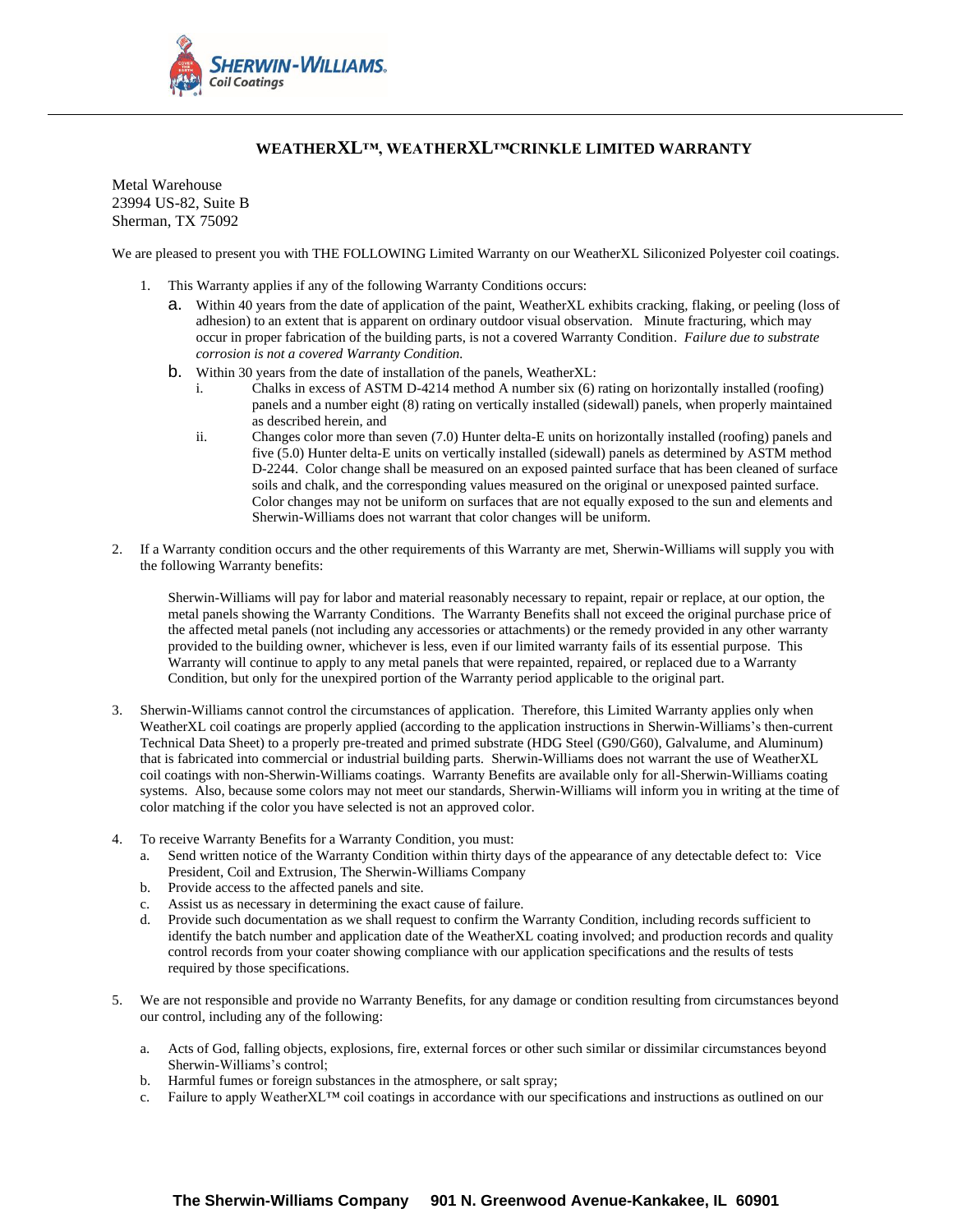# WEATHERXL™, WEATHERXL™CRINKLE LIMITED WARRANTY

Metal Warehouse
23994 US-82, Suite B
Sherman, TX 75092

We are pleased to present you with THE FOLLOWING Limited Warranty on our WeatherXL Siliconized Polyester coil coatings.

1. This Warranty applies if any of the following Warranty Conditions occurs:
   a. Within 40 years from the date of application of the paint, WeatherXL exhibits cracking, flaking, or peeling (loss of adhesion) to an extent that is apparent on ordinary outdoor visual observation. Minute fracturing, which may occur in proper fabrication of the building parts, is not a covered Warranty Condition. *Failure due to substrate corrosion is not a covered Warranty Condition.*
   b. Within 30 years from the date of installation of the panels, WeatherXL:
      i. Chalks in excess of ASTM D-4214 method A number six (6) rating on horizontally installed (roofing) panels and a number eight (8) rating on vertically installed (sidewall) panels, when properly maintained as described herein, and
      ii. Changes color more than seven (7.0) Hunter delta-E units on horizontally installed (roofing) panels and five (5.0) Hunter delta-E units on vertically installed (sidewall) panels as determined by ASTM method D-2244. Color change shall be measured on an exposed painted surface that has been cleaned of surface soils and chalk, and the corresponding values measured on the original or unexposed painted surface. Color changes may not be uniform on surfaces that are not equally exposed to the sun and elements and Sherwin-Williams does not warrant that color changes will be uniform.

2. If a Warranty condition occurs and the other requirements of this Warranty are met, Sherwin-Williams will supply you with the following Warranty benefits:

   Sherwin-Williams will pay for labor and material reasonably necessary to repaint, repair or replace, at our option, the metal panels showing the Warranty Conditions. The Warranty Benefits shall not exceed the original purchase price of the affected metal panels (not including any accessories or attachments) or the remedy provided in any other warranty provided to the building owner, whichever is less, even if our limited warranty fails of its essential purpose. This Warranty will continue to apply to any metal panels that were repainted, repaired, or replaced due to a Warranty Condition, but only for the unexpired portion of the Warranty period applicable to the original part.

3. Sherwin-Williams cannot control the circumstances of application. Therefore, this Limited Warranty applies only when WeatherXL coil coatings are properly applied (according to the application instructions in Sherwin-Williams's then-current Technical Data Sheet) to a properly pre-treated and primed substrate (HDG Steel (G90/G60), Galvalume, and Aluminum) that is fabricated into commercial or industrial building parts. Sherwin-Williams does not warrant the use of WeatherXL coil coatings with non-Sherwin-Williams coatings. Warranty Benefits are available only for all-Sherwin-Williams coating systems. Also, because some colors may not meet our standards, Sherwin-Williams will inform you in writing at the time of color matching if the color you have selected is not an approved color.

4. To receive Warranty Benefits for a Warranty Condition, you must:
   a. Send written notice of the Warranty Condition within thirty days of the appearance of any detectable defect to: Vice President, Coil and Extrusion, The Sherwin-Williams Company
   b. Provide access to the affected panels and site.
   c. Assist us as necessary in determining the exact cause of failure.
   d. Provide such documentation as we shall request to confirm the Warranty Condition, including records sufficient to identify the batch number and application date of the WeatherXL coating involved; and production records and quality control records from your coater showing compliance with our application specifications and the results of tests required by those specifications.

5. We are not responsible and provide no Warranty Benefits, for any damage or condition resulting from circumstances beyond our control, including any of the following:

   a. Acts of God, falling objects, explosions, fire, external forces or other such similar or dissimilar circumstances beyond Sherwin-Williams's control;
   b. Harmful fumes or foreign substances in the atmosphere, or salt spray;
   c. Failure to apply WeatherXL™ coil coatings in accordance with our specifications and instructions as outlined on our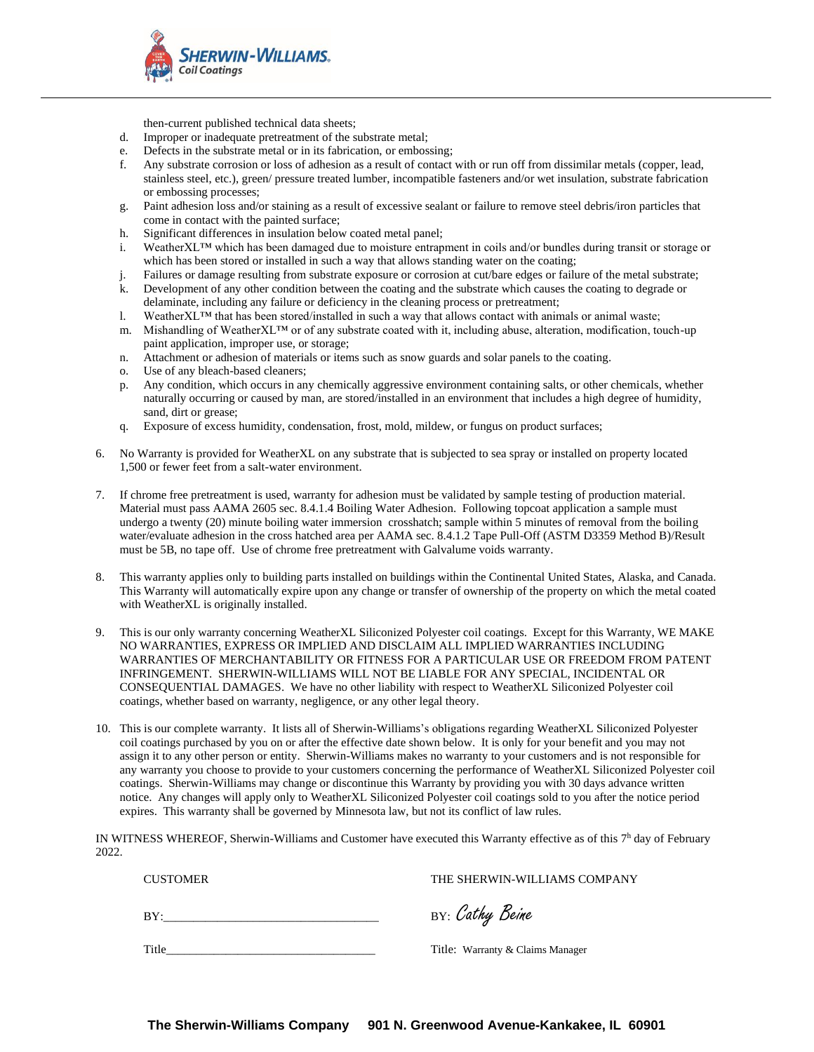then-current published technical data sheets;

d. Improper or inadequate pretreatment of the substrate metal;
e. Defects in the substrate metal or in its fabrication, or embossing;
f. Any substrate corrosion or loss of adhesion as a result of contact with or run off from dissimilar metals (copper, lead, stainless steel, etc.), green/ pressure treated lumber, incompatible fasteners and/or wet insulation, substrate fabrication or embossing processes;
g. Paint adhesion loss and/or staining as a result of excessive sealant or failure to remove steel debris/iron particles that come in contact with the painted surface;
h. Significant differences in insulation below coated metal panel;
i. WeatherXL™ which has been damaged due to moisture entrapment in coils and/or bundles during transit or storage or which has been stored or installed in such a way that allows standing water on the coating;
j. Failures or damage resulting from substrate exposure or corrosion at cut/bare edges or failure of the metal substrate;
k. Development of any other condition between the coating and the substrate which causes the coating to degrade or delaminate, including any failure or deficiency in the cleaning process or pretreatment;
l. WeatherXL™ that has been stored/installed in such a way that allows contact with animals or animal waste;
m. Mishandling of WeatherXL™ or of any substrate coated with it, including abuse, alteration, modification, touch-up paint application, improper use, or storage;
n. Attachment or adhesion of materials or items such as snow guards and solar panels to the coating.
o. Use of any bleach-based cleaners;
p. Any condition, which occurs in any chemically aggressive environment containing salts, or other chemicals, whether naturally occurring or caused by man, are stored/installed in an environment that includes a high degree of humidity, sand, dirt or grease;
q. Exposure of excess humidity, condensation, frost, mold, mildew, or fungus on product surfaces;

6. No Warranty is provided for WeatherXL on any substrate that is subjected to sea spray or installed on property located 1,500 or fewer feet from a salt-water environment.

7. If chrome free pretreatment is used, warranty for adhesion must be validated by sample testing of production material. Material must pass AAMA 2605 sec. 8.4.1.4 Boiling Water Adhesion. Following topcoat application a sample must undergo a twenty (20) minute boiling water immersion crosshatch; sample within 5 minutes of removal from the boiling water/evaluate adhesion in the cross hatched area per AAMA sec. 8.4.1.2 Tape Pull-Off (ASTM D3359 Method B)/Result must be 5B, no tape off. Use of chrome free pretreatment with Galvalume voids warranty.

8. This warranty applies only to building parts installed on buildings within the Continental United States, Alaska, and Canada. This Warranty will automatically expire upon any change or transfer of ownership of the property on which the metal coated with WeatherXL is originally installed.

9. This is our only warranty concerning WeatherXL Siliconized Polyester coil coatings. Except for this Warranty, WE MAKE NO WARRANTIES, EXPRESS OR IMPLIED AND DISCLAIM ALL IMPLIED WARRANTIES INCLUDING WARRANTIES OF MERCHANTABILITY OR FITNESS FOR A PARTICULAR USE OR FREEDOM FROM PATENT INFRINGEMENT. SHERWIN-WILLIAMS WILL NOT BE LIABLE FOR ANY SPECIAL, INCIDENTAL OR CONSEQUENTIAL DAMAGES. We have no other liability with respect to WeatherXL Siliconized Polyester coil coatings, whether based on warranty, negligence, or any other legal theory.

10. This is our complete warranty. It lists all of Sherwin-Williams's obligations regarding WeatherXL Siliconized Polyester coil coatings purchased by you on or after the effective date shown below. It is only for your benefit and you may not assign it to any other person or entity. Sherwin-Williams makes no warranty to your customers and is not responsible for any warranty you choose to provide to your customers concerning the performance of WeatherXL Siliconized Polyester coil coatings. Sherwin-Williams may change or discontinue this Warranty by providing you with 30 days advance written notice. Any changes will apply only to WeatherXL Siliconized Polyester coil coatings sold to you after the notice period expires. This warranty shall be governed by Minnesota law, but not its conflict of law rules.

IN WITNESS WHEREOF, Sherwin-Williams and Customer have executed this Warranty effective as of this 7th day of February 2022.

| CUSTOMER | THE SHERWIN-WILLIAMS COMPANY |
|---|---|
| BY:__________________ | BY: Cathy Beine |
| Title__________________ | Title: Warranty & Claims Manager |

**The Sherwin-Williams Company 901 N. Greenwood Avenue-Kankakee, IL 60901**